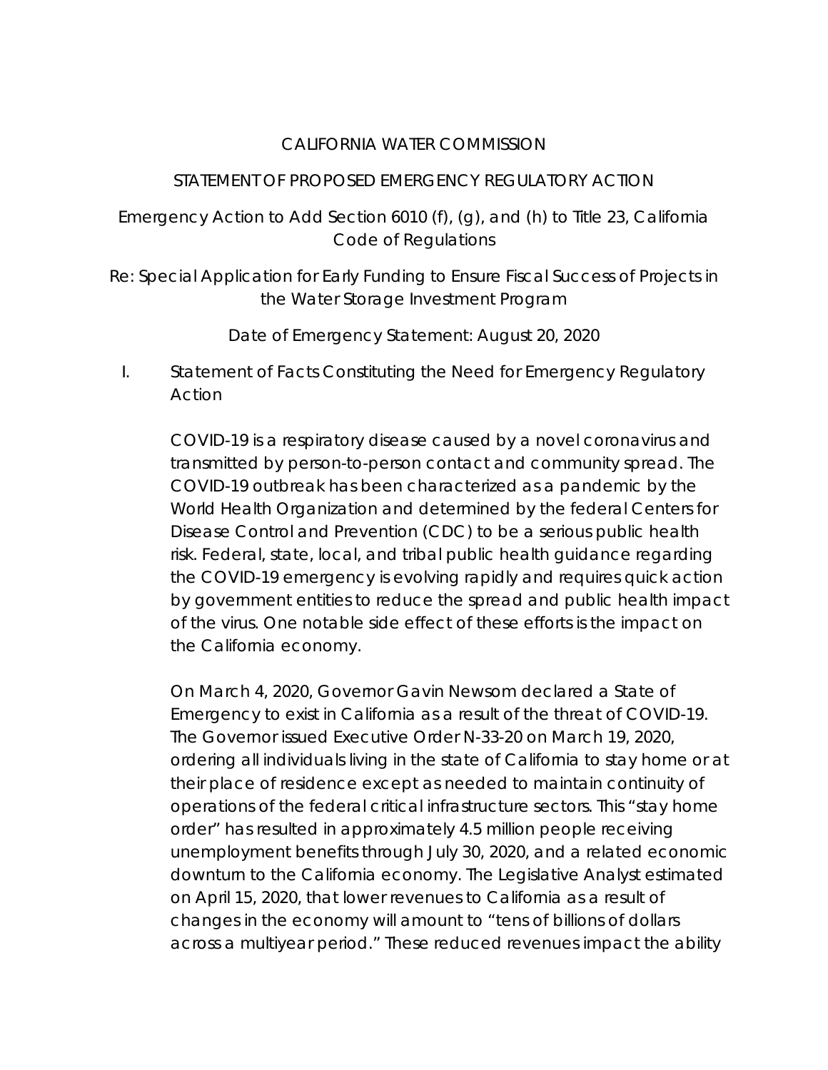# CALIFORNIA WATER COMMISSION

## STATEMENT OF PROPOSED EMERGENCY REGULATORY ACTION

Emergency Action to Add Section 6010 (f), (g), and (h) to Title 23, California Code of Regulations

Re: Special Application for Early Funding to Ensure Fiscal Success of Projects in the Water Storage Investment Program

Date of Emergency Statement: August 20, 2020

## I. Statement of Facts Constituting the Need for Emergency Regulatory Action

COVID-19 is a respiratory disease caused by a novel coronavirus and transmitted by person-to-person contact and community spread. The COVID-19 outbreak has been characterized as a pandemic by the World Health Organization and determined by the federal Centers for Disease Control and Prevention (CDC) to be a serious public health risk. Federal, state, local, and tribal public health guidance regarding the COVID-19 emergency is evolving rapidly and requires quick action by government entities to reduce the spread and public health impact of the virus. One notable side effect of these efforts is the impact on the California economy.

On March 4, 2020, Governor Gavin Newsom declared a State of Emergency to exist in California as a result of the threat of COVID-19. The Governor issued Executive Order N-33-20 on March 19, 2020, ordering all individuals living in the state of California to stay home or at their place of residence except as needed to maintain continuity of operations of the federal critical infrastructure sectors. This "stay home order" has resulted in approximately 4.5 million people receiving unemployment benefits through July 30, 2020, and a related economic downturn to the California economy. The Legislative Analyst estimated on April 15, 2020, that lower revenues to California as a result of changes in the economy will amount to "tens of billions of dollars across a multiyear period." These reduced revenues impact the ability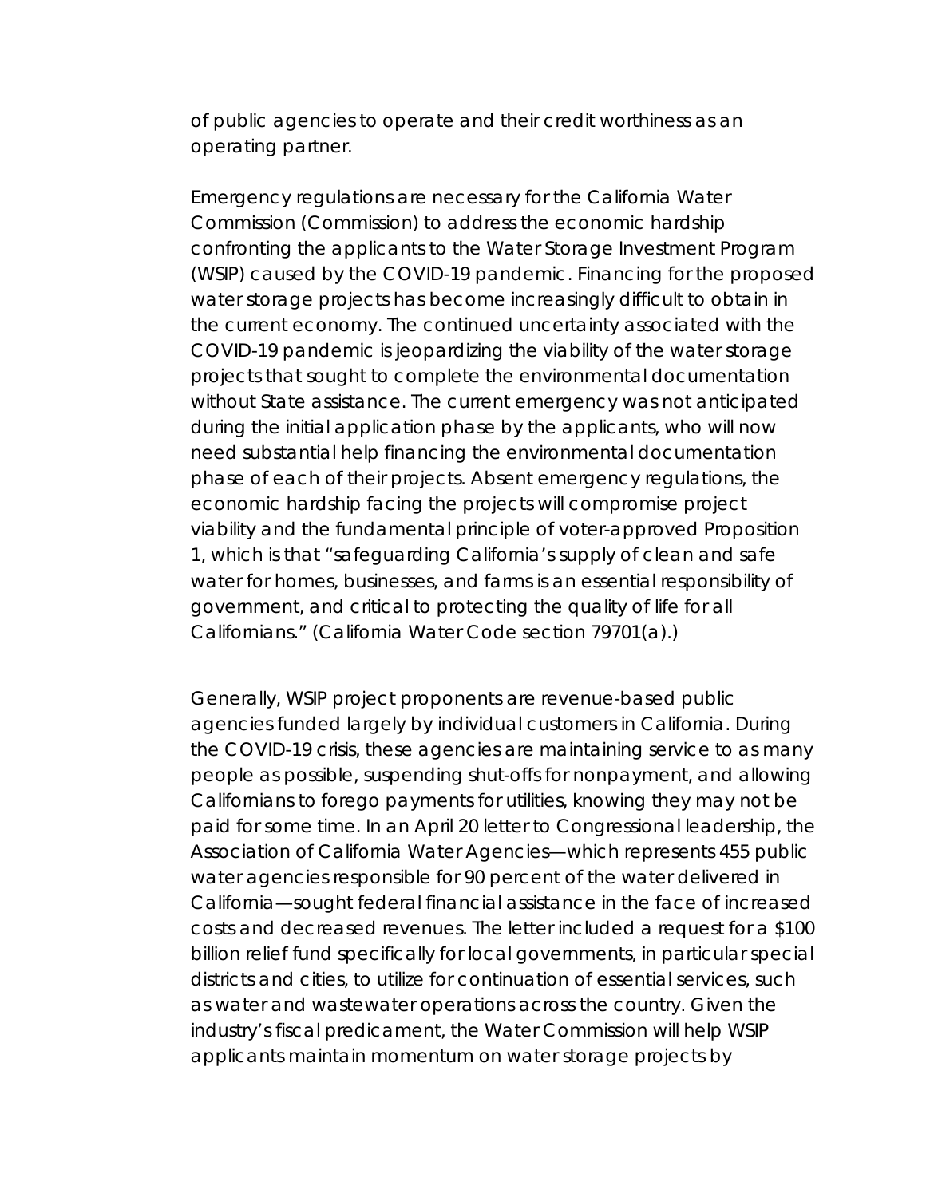of public agencies to operate and their credit worthiness as an operating partner.

Emergency regulations are necessary for the California Water Commission (Commission) to address the economic hardship confronting the applicants to the Water Storage Investment Program (WSIP) caused by the COVID-19 pandemic. Financing for the proposed water storage projects has become increasingly difficult to obtain in the current economy. The continued uncertainty associated with the COVID-19 pandemic is jeopardizing the viability of the water storage projects that sought to complete the environmental documentation without State assistance. The current emergency was not anticipated during the initial application phase by the applicants, who will now need substantial help financing the environmental documentation phase of each of their projects. Absent emergency regulations, the economic hardship facing the projects will compromise project viability and the fundamental principle of voter-approved Proposition 1, which is that "safeguarding California's supply of clean and safe water for homes, businesses, and farms is an essential responsibility of government, and critical to protecting the quality of life for all Californians." (California Water Code section 79701(a).)

Generally, WSIP project proponents are revenue-based public agencies funded largely by individual customers in California. During the COVID-19 crisis, these agencies are maintaining service to as many people as possible, suspending shut-offs for nonpayment, and allowing Californians to forego payments for utilities, knowing they may not be paid for some time. In an April 20 letter to Congressional leadership, the Association of California Water Agencies—which represents 455 public water agencies responsible for 90 percent of the water delivered in California—sought federal financial assistance in the face of increased costs and decreased revenues. The letter included a request for a $100 billion relief fund specifically for local governments, in particular special districts and cities, to utilize for continuation of essential services, such as water and wastewater operations across the country. Given the industry's fiscal predicament, the Water Commission will help WSIP applicants maintain momentum on water storage projects by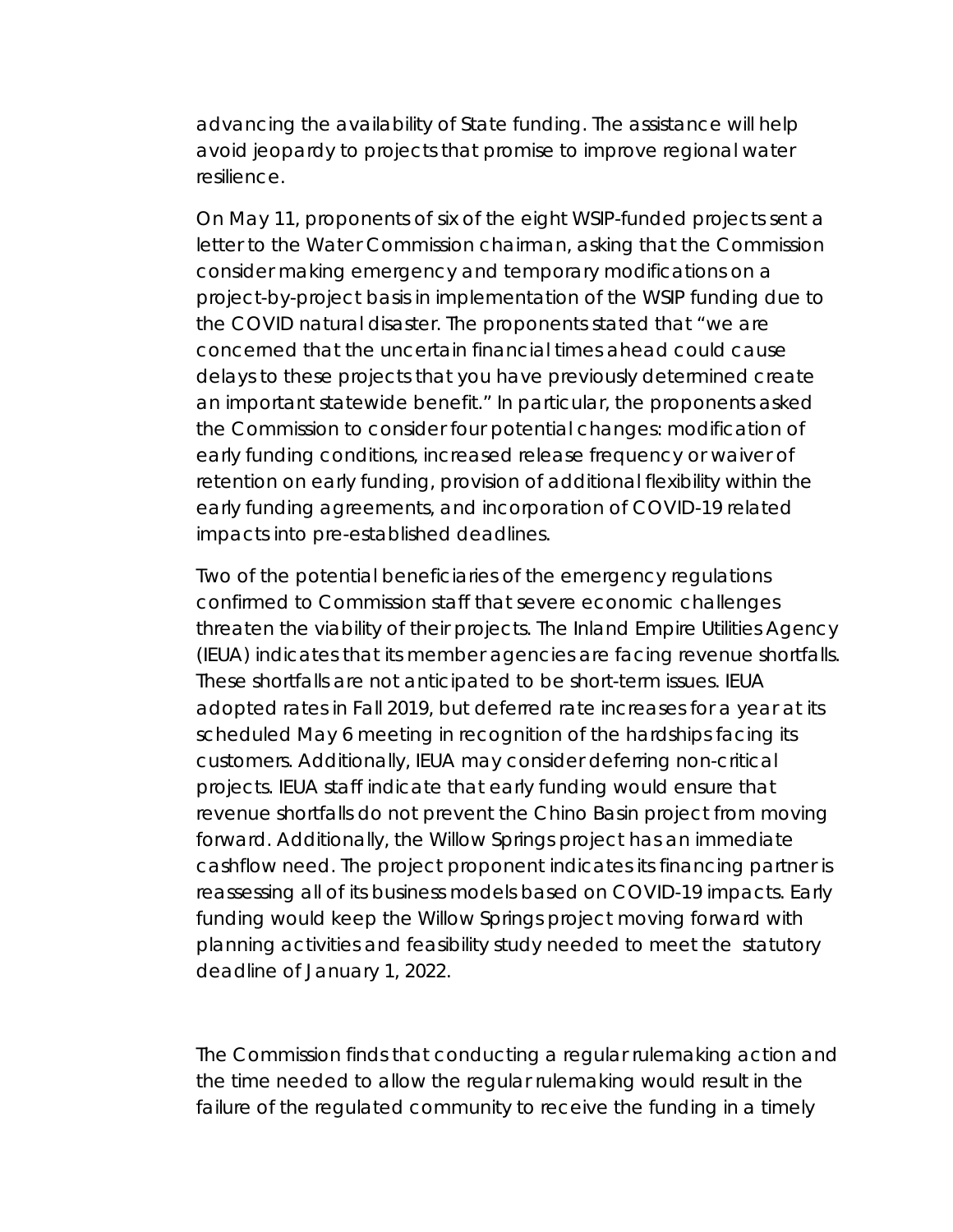advancing the availability of State funding. The assistance will help avoid jeopardy to projects that promise to improve regional water resilience.

On May 11, proponents of six of the eight WSIP-funded projects sent a letter to the Water Commission chairman, asking that the Commission consider making emergency and temporary modifications on a project-by-project basis in implementation of the WSIP funding due to the COVID natural disaster. The proponents stated that "we are concerned that the uncertain financial times ahead could cause delays to these projects that you have previously determined create an important statewide benefit." In particular, the proponents asked the Commission to consider four potential changes: modification of early funding conditions, increased release frequency or waiver of retention on early funding, provision of additional flexibility within the early funding agreements, and incorporation of COVID-19 related impacts into pre-established deadlines.

Two of the potential beneficiaries of the emergency regulations confirmed to Commission staff that severe economic challenges threaten the viability of their projects. The Inland Empire Utilities Agency (IEUA) indicates that its member agencies are facing revenue shortfalls. These shortfalls are not anticipated to be short-term issues. IEUA adopted rates in Fall 2019, but deferred rate increases for a year at its scheduled May 6 meeting in recognition of the hardships facing its customers. Additionally, IEUA may consider deferring non-critical projects. IEUA staff indicate that early funding would ensure that revenue shortfalls do not prevent the Chino Basin project from moving forward. Additionally, the Willow Springs project has an immediate cashflow need. The project proponent indicates its financing partner is reassessing all of its business models based on COVID-19 impacts. Early funding would keep the Willow Springs project moving forward with planning activities and feasibility study needed to meet the statutory deadline of January 1, 2022.

The Commission finds that conducting a regular rulemaking action and the time needed to allow the regular rulemaking would result in the failure of the regulated community to receive the funding in a timely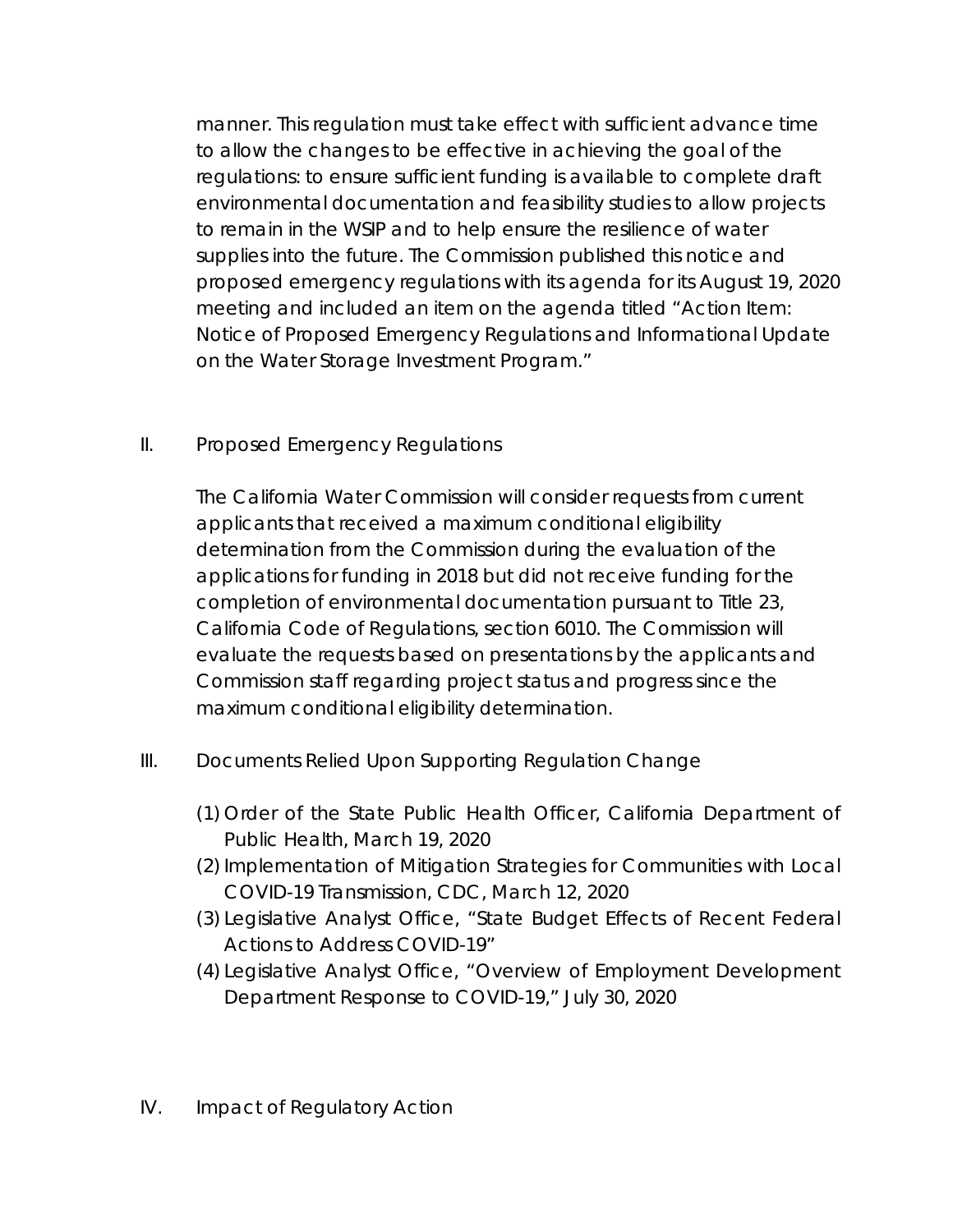manner. This regulation must take effect with sufficient advance time to allow the changes to be effective in achieving the goal of the regulations: to ensure sufficient funding is available to complete draft environmental documentation and feasibility studies to allow projects to remain in the WSIP and to help ensure the resilience of water supplies into the future. The Commission published this notice and proposed emergency regulations with its agenda for its August 19, 2020 meeting and included an item on the agenda titled "Action Item: Notice of Proposed Emergency Regulations and Informational Update on the Water Storage Investment Program."

## II. Proposed Emergency Regulations

The California Water Commission will consider requests from current applicants that received a maximum conditional eligibility determination from the Commission during the evaluation of the applications for funding in 2018 but did not receive funding for the completion of environmental documentation pursuant to Title 23, California Code of Regulations, section 6010. The Commission will evaluate the requests based on presentations by the applicants and Commission staff regarding project status and progress since the maximum conditional eligibility determination.

## III. Documents Relied Upon Supporting Regulation Change

(1) Order of the State Public Health Officer, California Department of Public Health, March 19, 2020

(2) Implementation of Mitigation Strategies for Communities with Local COVID-19 Transmission, CDC, March 12, 2020

(3) Legislative Analyst Office, "State Budget Effects of Recent Federal Actions to Address COVID-19"

(4) Legislative Analyst Office, "Overview of Employment Development Department Response to COVID-19," July 30, 2020

## IV. Impact of Regulatory Action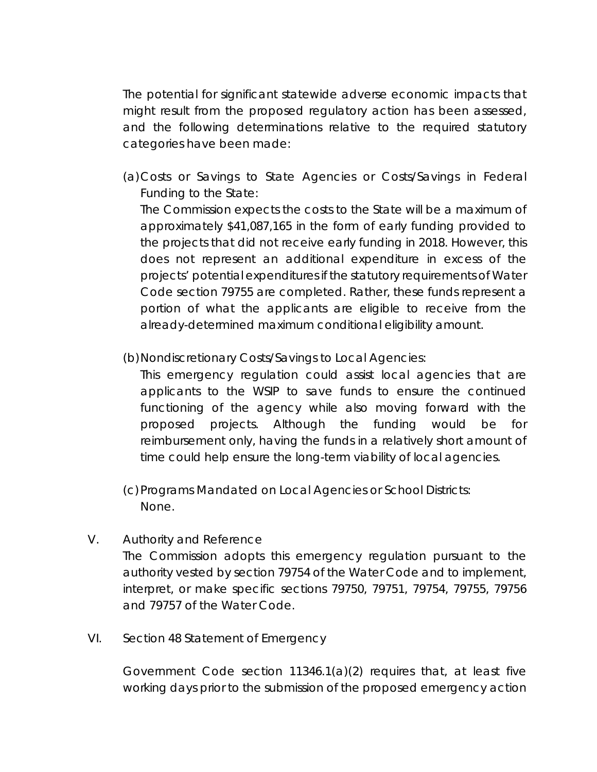The potential for significant statewide adverse economic impacts that might result from the proposed regulatory action has been assessed, and the following determinations relative to the required statutory categories have been made:

(a) Costs or Savings to State Agencies or Costs/Savings in Federal Funding to the State:
The Commission expects the costs to the State will be a maximum of approximately $41,087,165 in the form of early funding provided to the projects that did not receive early funding in 2018. However, this does not represent an additional expenditure in excess of the projects' potential expenditures if the statutory requirements of Water Code section 79755 are completed. Rather, these funds represent a portion of what the applicants are eligible to receive from the already-determined maximum conditional eligibility amount.

(b) Nondiscretionary Costs/Savings to Local Agencies:
This emergency regulation could assist local agencies that are applicants to the WSIP to save funds to ensure the continued functioning of the agency while also moving forward with the proposed projects. Although the funding would be for reimbursement only, having the funds in a relatively short amount of time could help ensure the long-term viability of local agencies.

(c) Programs Mandated on Local Agencies or School Districts:
None.

## V. Authority and Reference

The Commission adopts this emergency regulation pursuant to the authority vested by section 79754 of the Water Code and to implement, interpret, or make specific sections 79750, 79751, 79754, 79755, 79756 and 79757 of the Water Code.

## VI. Section 48 Statement of Emergency

Government Code section 11346.1(a)(2) requires that, at least five working days prior to the submission of the proposed emergency action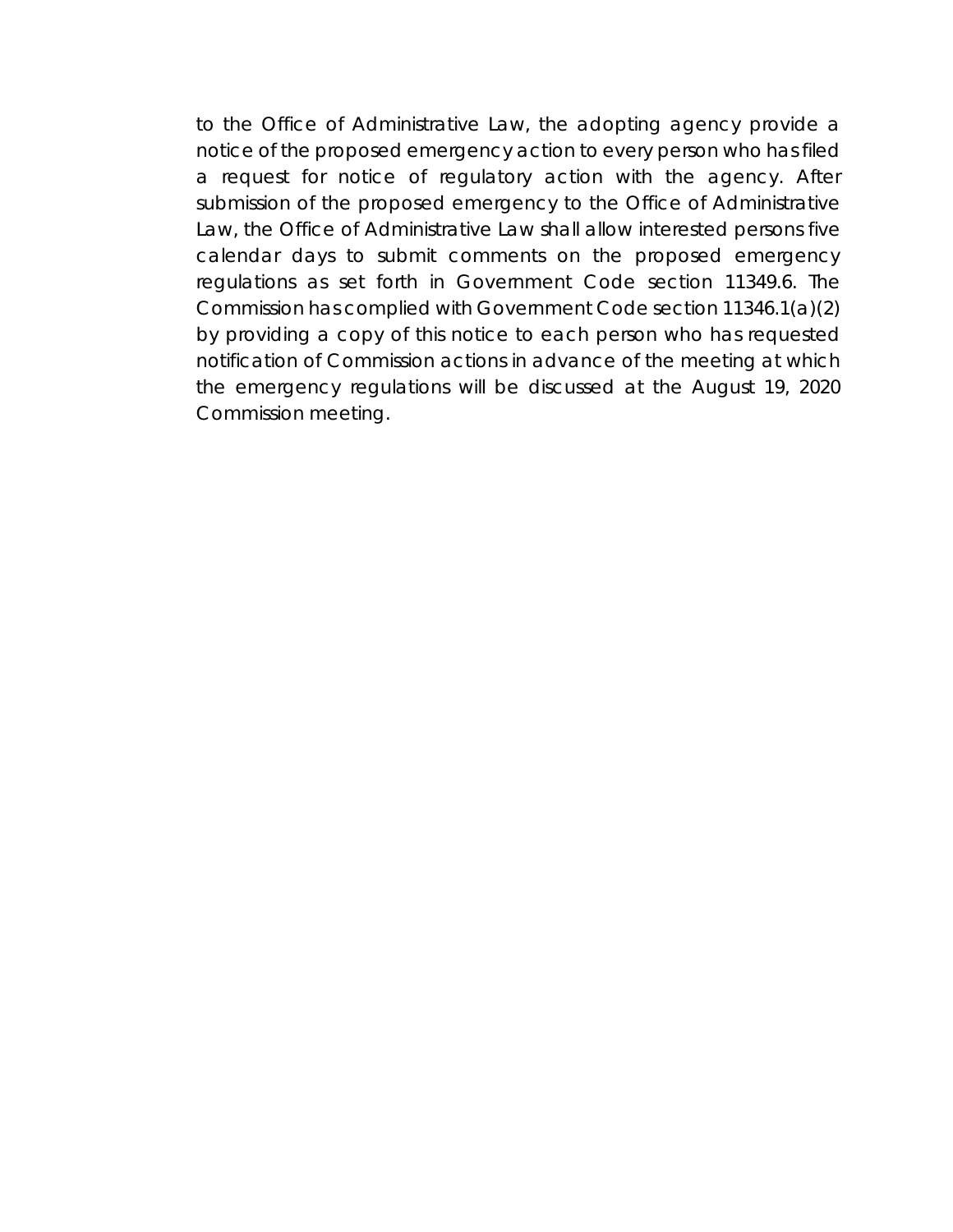to the Office of Administrative Law, the adopting agency provide a notice of the proposed emergency action to every person who has filed a request for notice of regulatory action with the agency. After submission of the proposed emergency to the Office of Administrative Law, the Office of Administrative Law shall allow interested persons five calendar days to submit comments on the proposed emergency regulations as set forth in Government Code section 11349.6. The Commission has complied with Government Code section 11346.1(a)(2) by providing a copy of this notice to each person who has requested notification of Commission actions in advance of the meeting at which the emergency regulations will be discussed at the August 19, 2020 Commission meeting.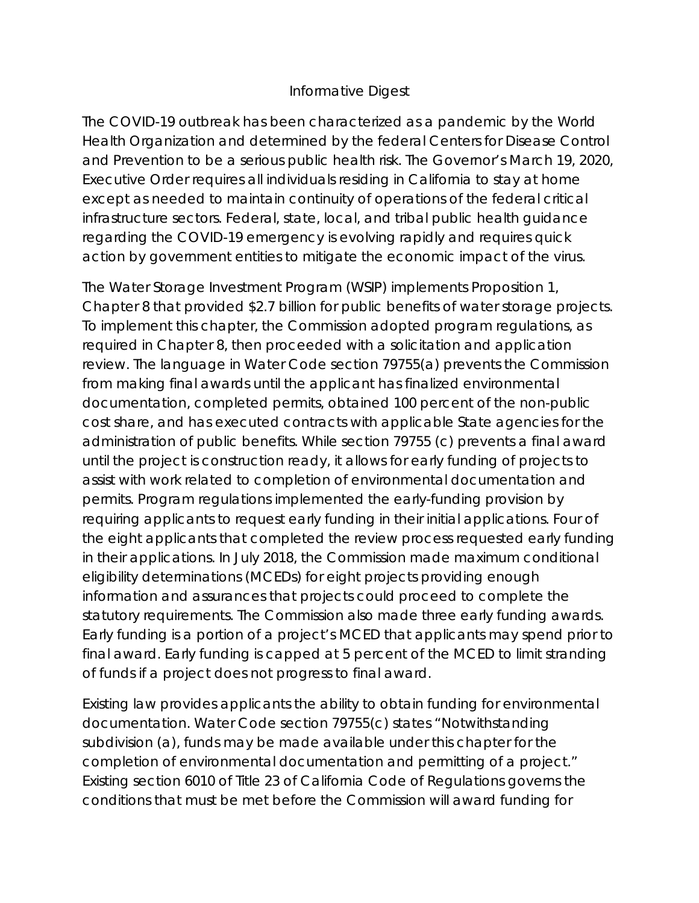## Informative Digest

The COVID-19 outbreak has been characterized as a pandemic by the World Health Organization and determined by the federal Centers for Disease Control and Prevention to be a serious public health risk. The Governor's March 19, 2020, Executive Order requires all individuals residing in California to stay at home except as needed to maintain continuity of operations of the federal critical infrastructure sectors. Federal, state, local, and tribal public health guidance regarding the COVID-19 emergency is evolving rapidly and requires quick action by government entities to mitigate the economic impact of the virus.

The Water Storage Investment Program (WSIP) implements Proposition 1, Chapter 8 that provided $2.7 billion for public benefits of water storage projects. To implement this chapter, the Commission adopted program regulations, as required in Chapter 8, then proceeded with a solicitation and application review. The language in Water Code section 79755(a) prevents the Commission from making final awards until the applicant has finalized environmental documentation, completed permits, obtained 100 percent of the non-public cost share, and has executed contracts with applicable State agencies for the administration of public benefits. While section 79755 (c) prevents a final award until the project is construction ready, it allows for early funding of projects to assist with work related to completion of environmental documentation and permits. Program regulations implemented the early-funding provision by requiring applicants to request early funding in their initial applications. Four of the eight applicants that completed the review process requested early funding in their applications. In July 2018, the Commission made maximum conditional eligibility determinations (MCEDs) for eight projects providing enough information and assurances that projects could proceed to complete the statutory requirements. The Commission also made three early funding awards. Early funding is a portion of a project's MCED that applicants may spend prior to final award. Early funding is capped at 5 percent of the MCED to limit stranding of funds if a project does not progress to final award.

Existing law provides applicants the ability to obtain funding for environmental documentation. Water Code section 79755(c) states "Notwithstanding subdivision (a), funds may be made available under this chapter for the completion of environmental documentation and permitting of a project." Existing section 6010 of Title 23 of California Code of Regulations governs the conditions that must be met before the Commission will award funding for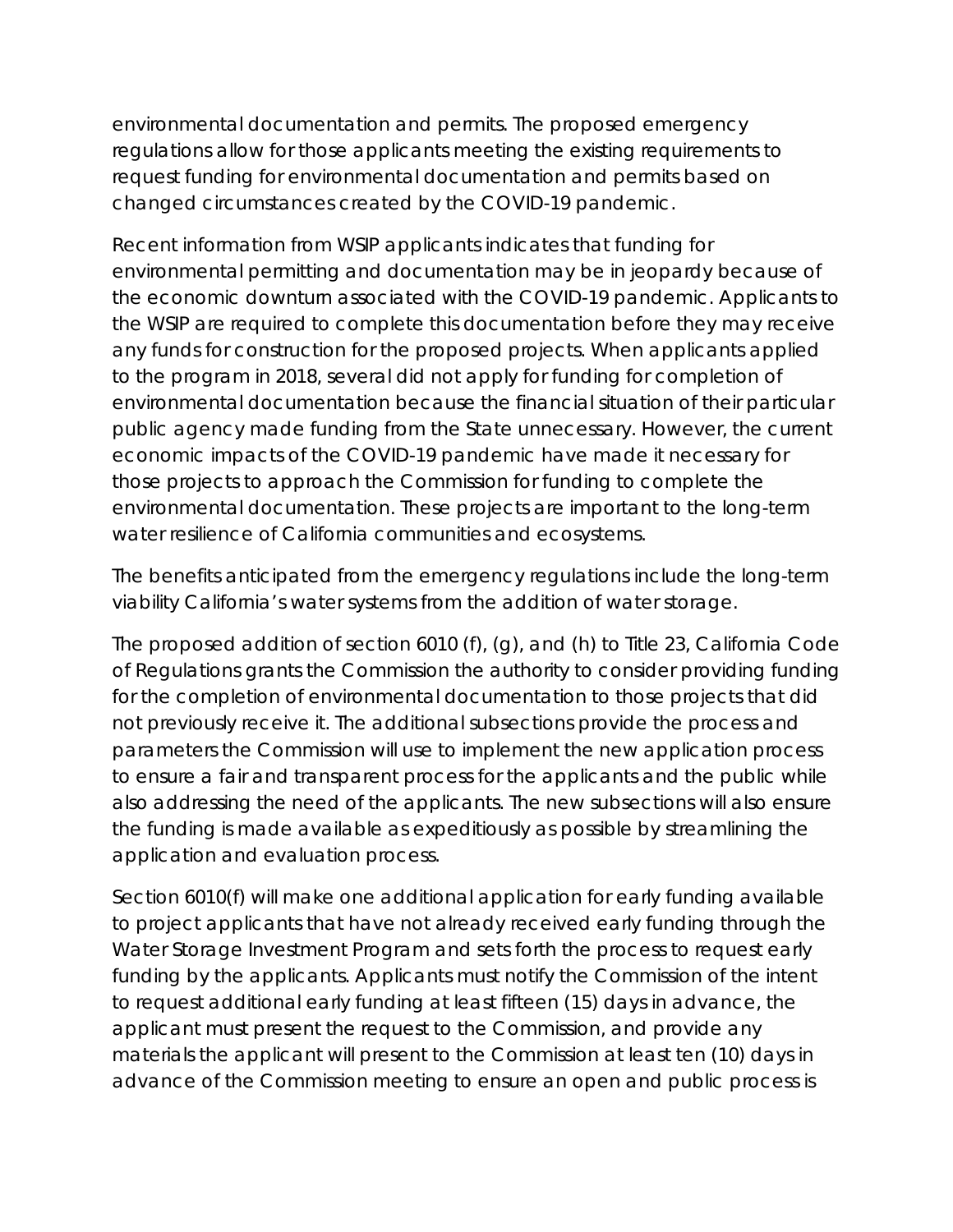environmental documentation and permits. The proposed emergency regulations allow for those applicants meeting the existing requirements to request funding for environmental documentation and permits based on changed circumstances created by the COVID-19 pandemic.

Recent information from WSIP applicants indicates that funding for environmental permitting and documentation may be in jeopardy because of the economic downturn associated with the COVID-19 pandemic. Applicants to the WSIP are required to complete this documentation before they may receive any funds for construction for the proposed projects. When applicants applied to the program in 2018, several did not apply for funding for completion of environmental documentation because the financial situation of their particular public agency made funding from the State unnecessary. However, the current economic impacts of the COVID-19 pandemic have made it necessary for those projects to approach the Commission for funding to complete the environmental documentation. These projects are important to the long-term water resilience of California communities and ecosystems.

The benefits anticipated from the emergency regulations include the long-term viability California's water systems from the addition of water storage.

The proposed addition of section 6010 (f), (g), and (h) to Title 23, California Code of Regulations grants the Commission the authority to consider providing funding for the completion of environmental documentation to those projects that did not previously receive it. The additional subsections provide the process and parameters the Commission will use to implement the new application process to ensure a fair and transparent process for the applicants and the public while also addressing the need of the applicants. The new subsections will also ensure the funding is made available as expeditiously as possible by streamlining the application and evaluation process.

Section 6010(f) will make one additional application for early funding available to project applicants that have not already received early funding through the Water Storage Investment Program and sets forth the process to request early funding by the applicants. Applicants must notify the Commission of the intent to request additional early funding at least fifteen (15) days in advance, the applicant must present the request to the Commission, and provide any materials the applicant will present to the Commission at least ten (10) days in advance of the Commission meeting to ensure an open and public process is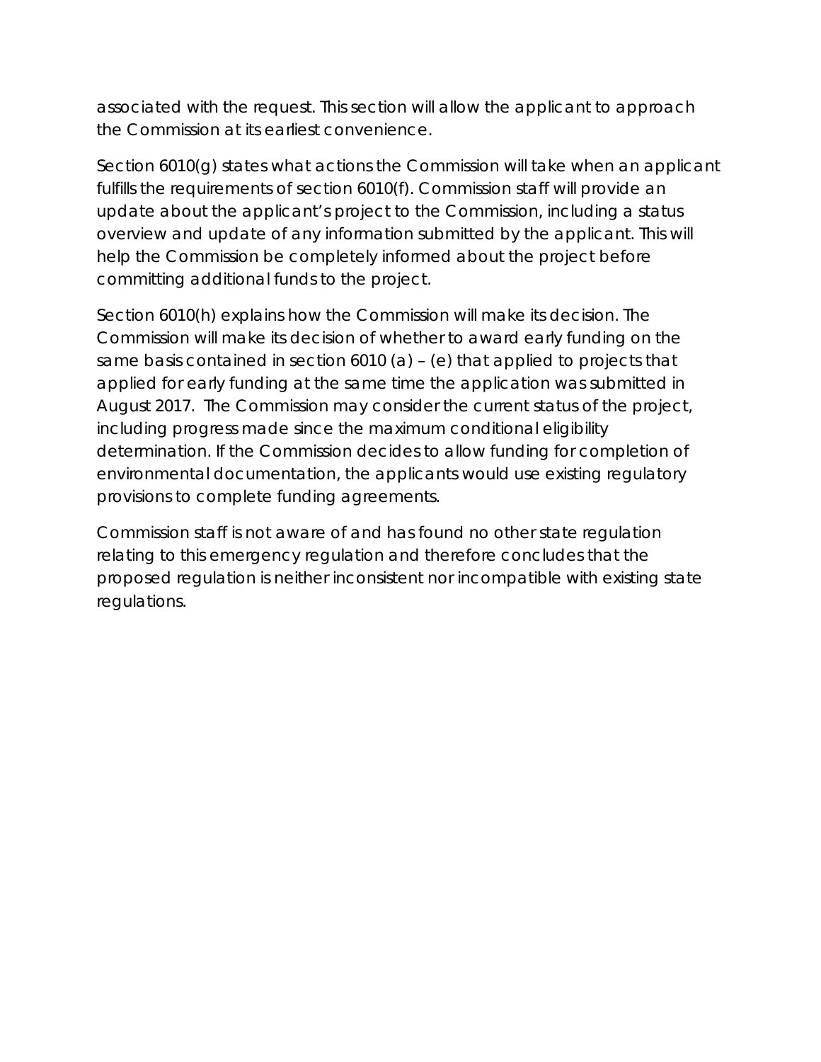associated with the request. This section will allow the applicant to approach the Commission at its earliest convenience.

Section 6010(g) states what actions the Commission will take when an applicant fulfills the requirements of section 6010(f). Commission staff will provide an update about the applicant's project to the Commission, including a status overview and update of any information submitted by the applicant. This will help the Commission be completely informed about the project before committing additional funds to the project.

Section 6010(h) explains how the Commission will make its decision. The Commission will make its decision of whether to award early funding on the same basis contained in section 6010 (a) – (e) that applied to projects that applied for early funding at the same time the application was submitted in August 2017. The Commission may consider the current status of the project, including progress made since the maximum conditional eligibility determination. If the Commission decides to allow funding for completion of environmental documentation, the applicants would use existing regulatory provisions to complete funding agreements.

Commission staff is not aware of and has found no other state regulation relating to this emergency regulation and therefore concludes that the proposed regulation is neither inconsistent nor incompatible with existing state regulations.